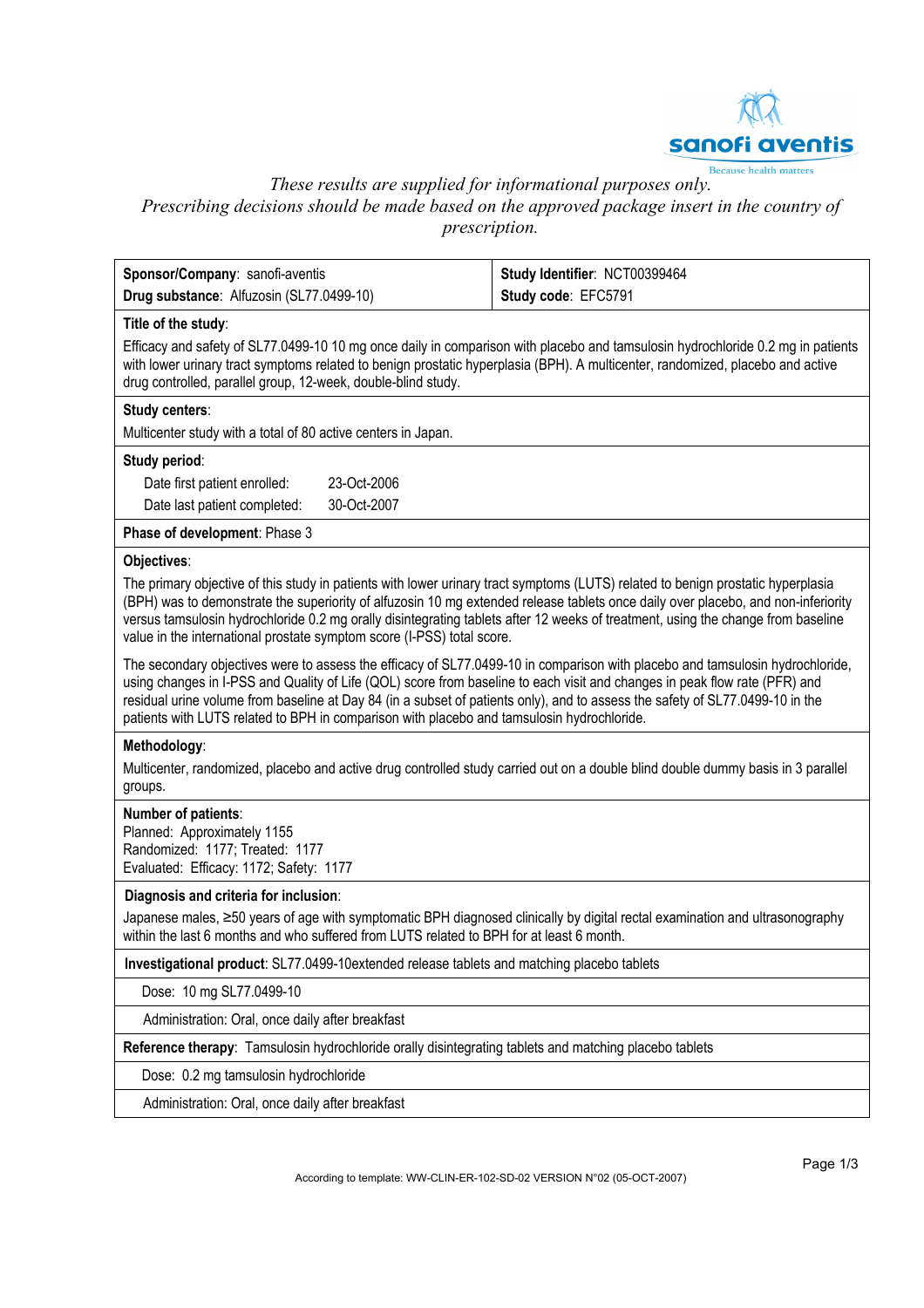*These results are supplied for informational purposes only.*
*Prescribing decisions should be made based on the approved package insert in the country of prescription.*

| **Sponsor/Company**: sanofi-aventis<br>**Drug substance**: Alfuzosin (SL77.0499-10) | **Study Identifier**: NCT00399464<br>**Study code**: EFC5791 |
|---|---|

**Title of the study**:

Efficacy and safety of SL77.0499-10 10 mg once daily in comparison with placebo and tamsulosin hydrochloride 0.2 mg in patients with lower urinary tract symptoms related to benign prostatic hyperplasia (BPH). A multicenter, randomized, placebo and active drug controlled, parallel group, 12-week, double-blind study.

**Study centers**:

Multicenter study with a total of 80 active centers in Japan.

**Study period**:

Date first patient enrolled: 23-Oct-2006

Date last patient completed: 30-Oct-2007

**Phase of development**: Phase 3

**Objectives**:

The primary objective of this study in patients with lower urinary tract symptoms (LUTS) related to benign prostatic hyperplasia (BPH) was to demonstrate the superiority of alfuzosin 10 mg extended release tablets once daily over placebo, and non-inferiority versus tamsulosin hydrochloride 0.2 mg orally disintegrating tablets after 12 weeks of treatment, using the change from baseline value in the international prostate symptom score (I-PSS) total score.

The secondary objectives were to assess the efficacy of SL77.0499-10 in comparison with placebo and tamsulosin hydrochloride, using changes in I-PSS and Quality of Life (QOL) score from baseline to each visit and changes in peak flow rate (PFR) and residual urine volume from baseline at Day 84 (in a subset of patients only), and to assess the safety of SL77.0499-10 in the patients with LUTS related to BPH in comparison with placebo and tamsulosin hydrochloride.

**Methodology**:

Multicenter, randomized, placebo and active drug controlled study carried out on a double blind double dummy basis in 3 parallel groups.

**Number of patients**:

Planned: Approximately 1155

Randomized: 1177; Treated: 1177

Evaluated: Efficacy: 1172; Safety: 1177

**Diagnosis and criteria for inclusion**:

Japanese males, ≥50 years of age with symptomatic BPH diagnosed clinically by digital rectal examination and ultrasonography within the last 6 months and who suffered from LUTS related to BPH for at least 6 month.

**Investigational product**: SL77.0499-10extended release tablets and matching placebo tablets

Dose: 10 mg SL77.0499-10

Administration: Oral, once daily after breakfast

**Reference therapy**: Tamsulosin hydrochloride orally disintegrating tablets and matching placebo tablets

Dose: 0.2 mg tamsulosin hydrochloride

Administration: Oral, once daily after breakfast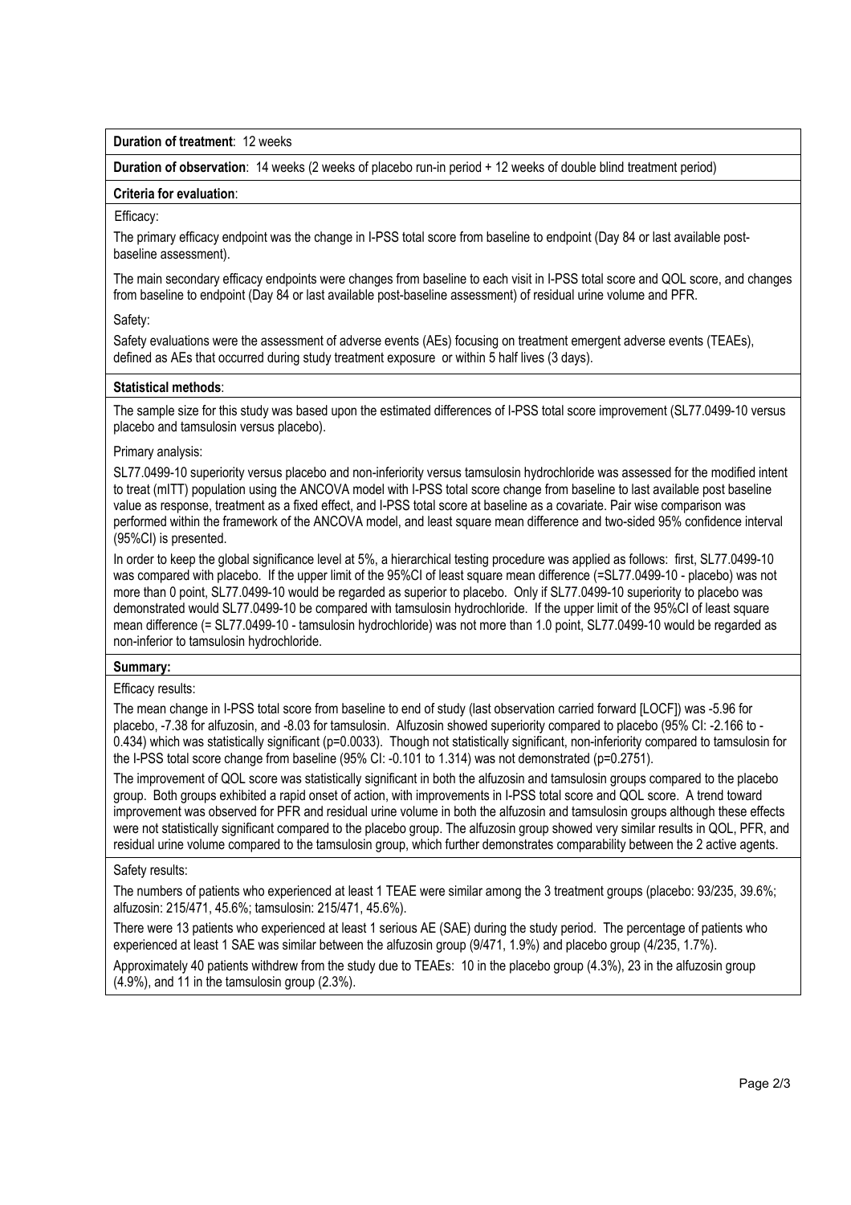**Duration of treatment**: 12 weeks

**Duration of observation**: 14 weeks (2 weeks of placebo run-in period + 12 weeks of double blind treatment period)

**Criteria for evaluation**:

Efficacy:

The primary efficacy endpoint was the change in I-PSS total score from baseline to endpoint (Day 84 or last available post-baseline assessment).

The main secondary efficacy endpoints were changes from baseline to each visit in I-PSS total score and QOL score, and changes from baseline to endpoint (Day 84 or last available post-baseline assessment) of residual urine volume and PFR.

Safety:

Safety evaluations were the assessment of adverse events (AEs) focusing on treatment emergent adverse events (TEAEs), defined as AEs that occurred during study treatment exposure or within 5 half lives (3 days).

**Statistical methods**:

The sample size for this study was based upon the estimated differences of I-PSS total score improvement (SL77.0499-10 versus placebo and tamsulosin versus placebo).

Primary analysis:

SL77.0499-10 superiority versus placebo and non-inferiority versus tamsulosin hydrochloride was assessed for the modified intent to treat (mITT) population using the ANCOVA model with I-PSS total score change from baseline to last available post baseline value as response, treatment as a fixed effect, and I-PSS total score at baseline as a covariate. Pair wise comparison was performed within the framework of the ANCOVA model, and least square mean difference and two-sided 95% confidence interval (95%CI) is presented.

In order to keep the global significance level at 5%, a hierarchical testing procedure was applied as follows: first, SL77.0499-10 was compared with placebo. If the upper limit of the 95%CI of least square mean difference (=SL77.0499-10 - placebo) was not more than 0 point, SL77.0499-10 would be regarded as superior to placebo. Only if SL77.0499-10 superiority to placebo was demonstrated would SL77.0499-10 be compared with tamsulosin hydrochloride. If the upper limit of the 95%CI of least square mean difference (= SL77.0499-10 - tamsulosin hydrochloride) was not more than 1.0 point, SL77.0499-10 would be regarded as non-inferior to tamsulosin hydrochloride.

**Summary:**

Efficacy results:

The mean change in I-PSS total score from baseline to end of study (last observation carried forward [LOCF]) was -5.96 for placebo, -7.38 for alfuzosin, and -8.03 for tamsulosin. Alfuzosin showed superiority compared to placebo (95% CI: -2.166 to -0.434) which was statistically significant (p=0.0033). Though not statistically significant, non-inferiority compared to tamsulosin for the I-PSS total score change from baseline (95% CI: -0.101 to 1.314) was not demonstrated (p=0.2751).

The improvement of QOL score was statistically significant in both the alfuzosin and tamsulosin groups compared to the placebo group. Both groups exhibited a rapid onset of action, with improvements in I-PSS total score and QOL score. A trend toward improvement was observed for PFR and residual urine volume in both the alfuzosin and tamsulosin groups although these effects were not statistically significant compared to the placebo group. The alfuzosin group showed very similar results in QOL, PFR, and residual urine volume compared to the tamsulosin group, which further demonstrates comparability between the 2 active agents.

Safety results:

The numbers of patients who experienced at least 1 TEAE were similar among the 3 treatment groups (placebo: 93/235, 39.6%; alfuzosin: 215/471, 45.6%; tamsulosin: 215/471, 45.6%).

There were 13 patients who experienced at least 1 serious AE (SAE) during the study period. The percentage of patients who experienced at least 1 SAE was similar between the alfuzosin group (9/471, 1.9%) and placebo group (4/235, 1.7%).

Approximately 40 patients withdrew from the study due to TEAEs: 10 in the placebo group (4.3%), 23 in the alfuzosin group (4.9%), and 11 in the tamsulosin group (2.3%).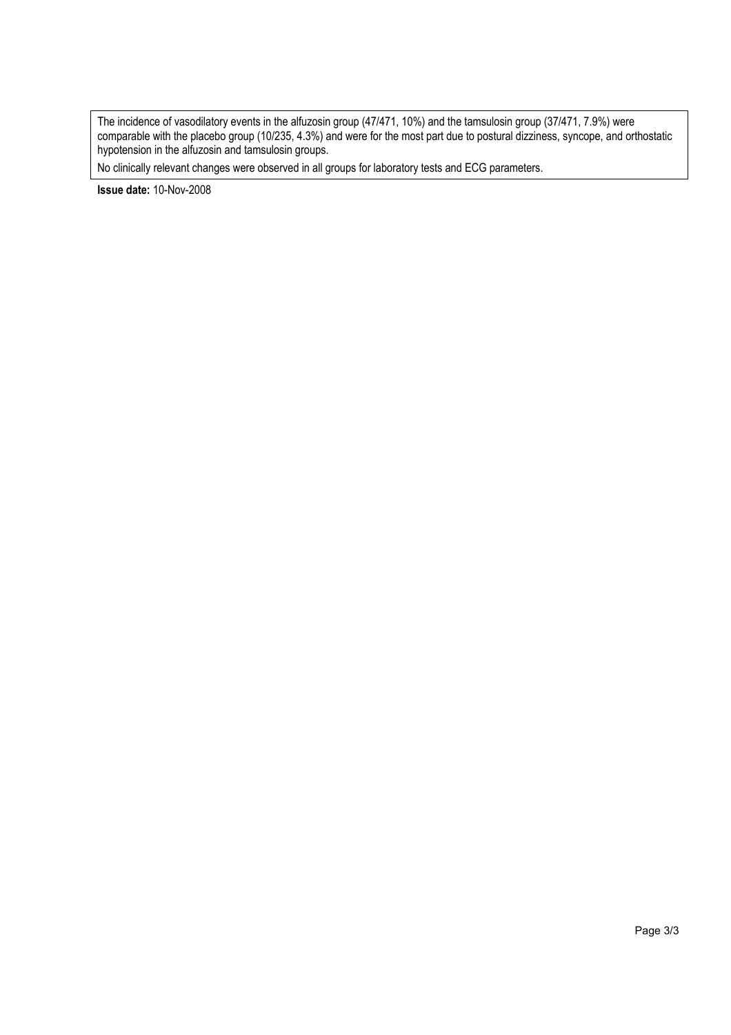The incidence of vasodilatory events in the alfuzosin group (47/471, 10%) and the tamsulosin group (37/471, 7.9%) were comparable with the placebo group (10/235, 4.3%) and were for the most part due to postural dizziness, syncope, and orthostatic hypotension in the alfuzosin and tamsulosin groups.

No clinically relevant changes were observed in all groups for laboratory tests and ECG parameters.

**Issue date:** 10-Nov-2008